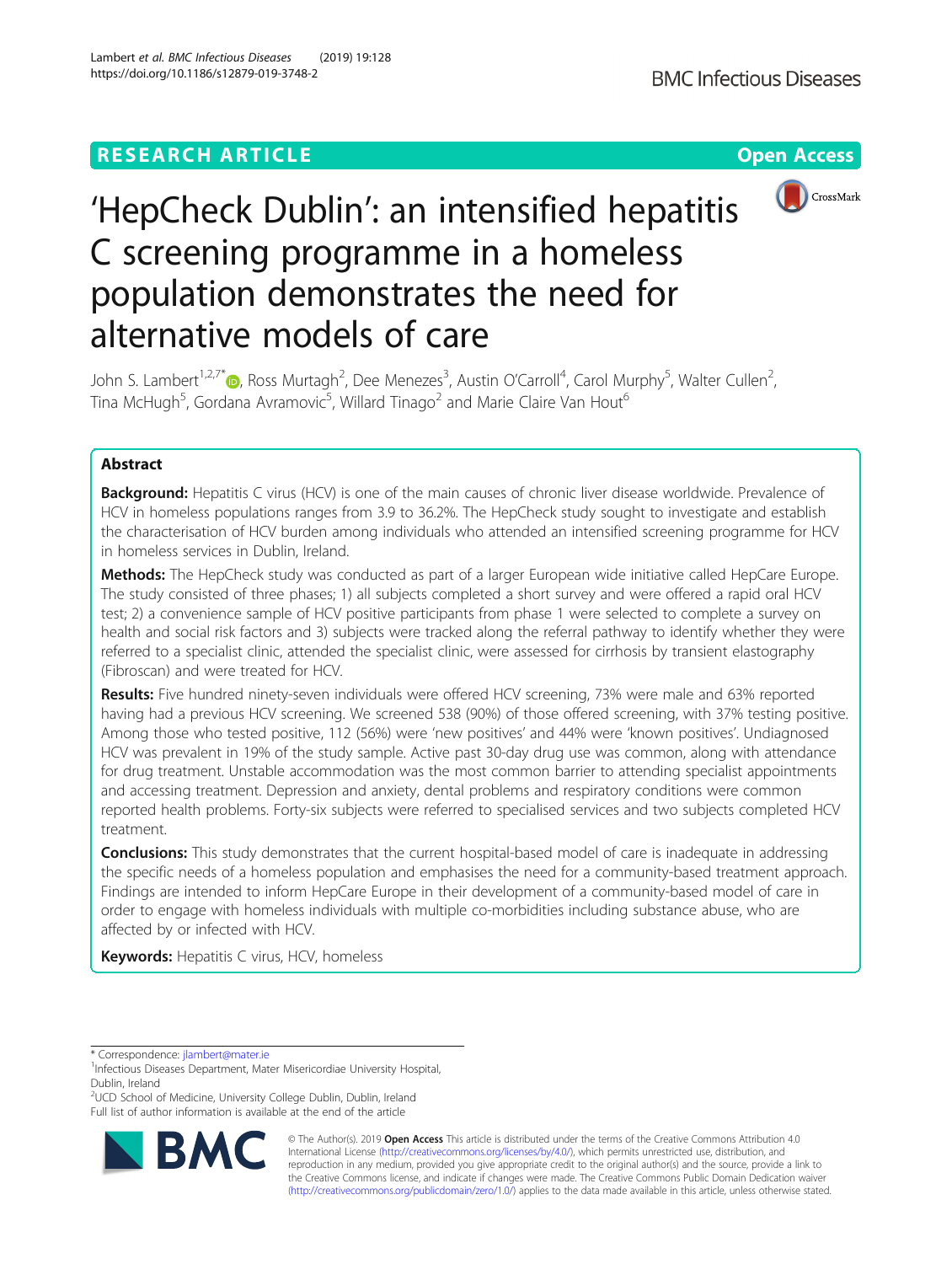RESEARCH ARTICLE

Open Access

# 'HepCheck Dublin': an intensified hepatitis C screening programme in a homeless population demonstrates the need for alternative models of care

John S. Lambert[1,2,7*], Ross Murtagh[2], Dee Menezes[3], Austin O'Carroll[4], Carol Murphy[5], Walter Cullen[2], Tina McHugh[5], Gordana Avramovic[5], Willard Tinago[2] and Marie Claire Van Hout[6]

## Abstract

**Background:** Hepatitis C virus (HCV) is one of the main causes of chronic liver disease worldwide. Prevalence of HCV in homeless populations ranges from 3.9 to 36.2%. The HepCheck study sought to investigate and establish the characterisation of HCV burden among individuals who attended an intensified screening programme for HCV in homeless services in Dublin, Ireland.

**Methods:** The HepCheck study was conducted as part of a larger European wide initiative called HepCare Europe. The study consisted of three phases; 1) all subjects completed a short survey and were offered a rapid oral HCV test; 2) a convenience sample of HCV positive participants from phase 1 were selected to complete a survey on health and social risk factors and 3) subjects were tracked along the referral pathway to identify whether they were referred to a specialist clinic, attended the specialist clinic, were assessed for cirrhosis by transient elastography (Fibroscan) and were treated for HCV.

**Results:** Five hundred ninety-seven individuals were offered HCV screening, 73% were male and 63% reported having had a previous HCV screening. We screened 538 (90%) of those offered screening, with 37% testing positive. Among those who tested positive, 112 (56%) were 'new positives' and 44% were 'known positives'. Undiagnosed HCV was prevalent in 19% of the study sample. Active past 30-day drug use was common, along with attendance for drug treatment. Unstable accommodation was the most common barrier to attending specialist appointments and accessing treatment. Depression and anxiety, dental problems and respiratory conditions were common reported health problems. Forty-six subjects were referred to specialised services and two subjects completed HCV treatment.

**Conclusions:** This study demonstrates that the current hospital-based model of care is inadequate in addressing the specific needs of a homeless population and emphasises the need for a community-based treatment approach. Findings are intended to inform HepCare Europe in their development of a community-based model of care in order to engage with homeless individuals with multiple co-morbidities including substance abuse, who are affected by or infected with HCV.

**Keywords:** Hepatitis C virus, HCV, homeless

* Correspondence: jlambert@mater.ie
[1]Infectious Diseases Department, Mater Misericordiae University Hospital, Dublin, Ireland
[2]UCD School of Medicine, University College Dublin, Dublin, Ireland
Full list of author information is available at the end of the article

© The Author(s). 2019 **Open Access** This article is distributed under the terms of the Creative Commons Attribution 4.0 International License (http://creativecommons.org/licenses/by/4.0/), which permits unrestricted use, distribution, and reproduction in any medium, provided you give appropriate credit to the original author(s) and the source, provide a link to the Creative Commons license, and indicate if changes were made. The Creative Commons Public Domain Dedication waiver (http://creativecommons.org/publicdomain/zero/1.0/) applies to the data made available in this article, unless otherwise stated.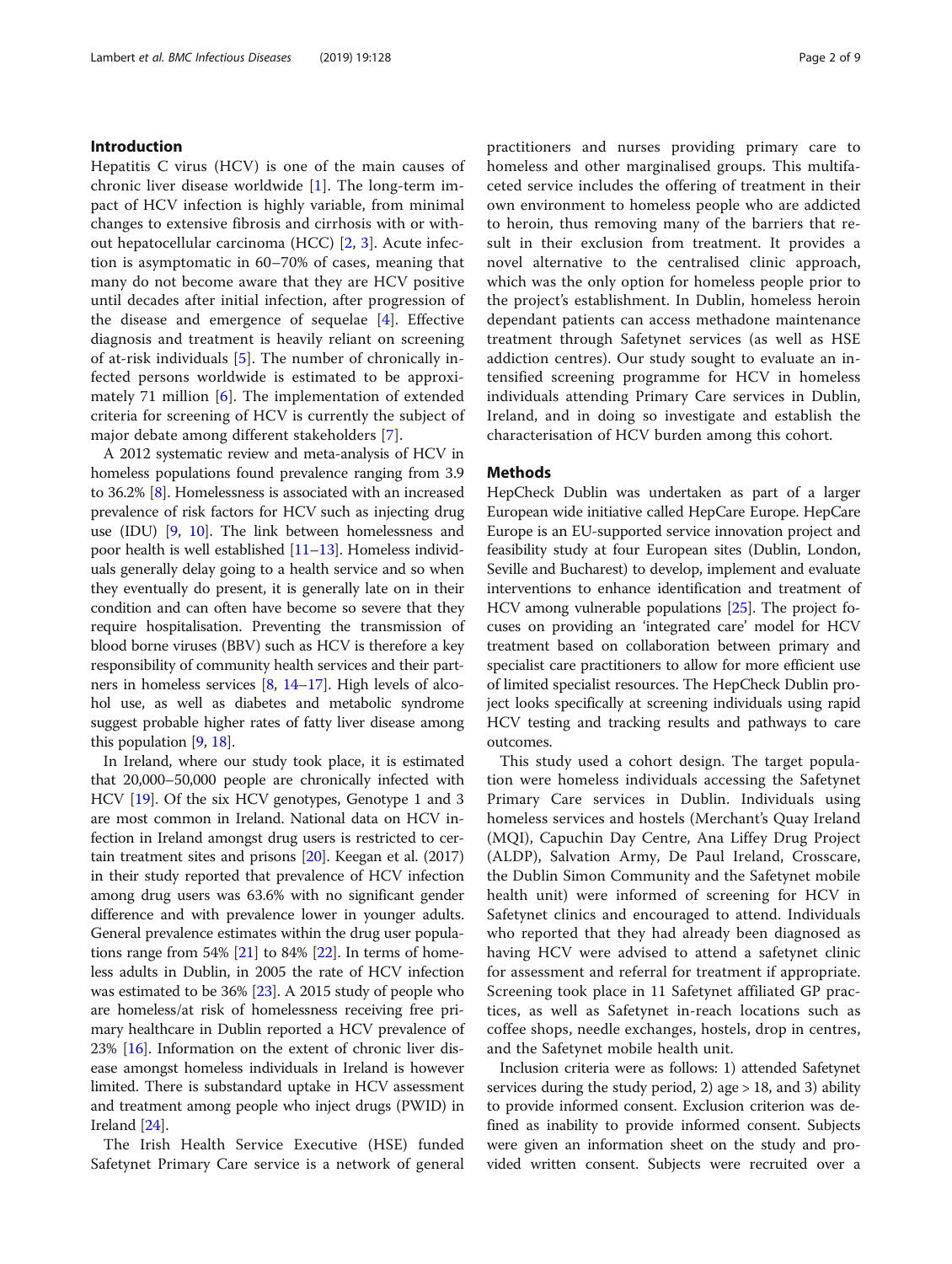## Introduction

Hepatitis C virus (HCV) is one of the main causes of chronic liver disease worldwide [1]. The long-term impact of HCV infection is highly variable, from minimal changes to extensive fibrosis and cirrhosis with or without hepatocellular carcinoma (HCC) [2, 3]. Acute infection is asymptomatic in 60–70% of cases, meaning that many do not become aware that they are HCV positive until decades after initial infection, after progression of the disease and emergence of sequelae [4]. Effective diagnosis and treatment is heavily reliant on screening of at-risk individuals [5]. The number of chronically infected persons worldwide is estimated to be approximately 71 million [6]. The implementation of extended criteria for screening of HCV is currently the subject of major debate among different stakeholders [7].

A 2012 systematic review and meta-analysis of HCV in homeless populations found prevalence ranging from 3.9 to 36.2% [8]. Homelessness is associated with an increased prevalence of risk factors for HCV such as injecting drug use (IDU) [9, 10]. The link between homelessness and poor health is well established [11–13]. Homeless individuals generally delay going to a health service and so when they eventually do present, it is generally late on in their condition and can often have become so severe that they require hospitalisation. Preventing the transmission of blood borne viruses (BBV) such as HCV is therefore a key responsibility of community health services and their partners in homeless services [8, 14–17]. High levels of alcohol use, as well as diabetes and metabolic syndrome suggest probable higher rates of fatty liver disease among this population [9, 18].

In Ireland, where our study took place, it is estimated that 20,000–50,000 people are chronically infected with HCV [19]. Of the six HCV genotypes, Genotype 1 and 3 are most common in Ireland. National data on HCV infection in Ireland amongst drug users is restricted to certain treatment sites and prisons [20]. Keegan et al. (2017) in their study reported that prevalence of HCV infection among drug users was 63.6% with no significant gender difference and with prevalence lower in younger adults. General prevalence estimates within the drug user populations range from 54% [21] to 84% [22]. In terms of homeless adults in Dublin, in 2005 the rate of HCV infection was estimated to be 36% [23]. A 2015 study of people who are homeless/at risk of homelessness receiving free primary healthcare in Dublin reported a HCV prevalence of 23% [16]. Information on the extent of chronic liver disease amongst homeless individuals in Ireland is however limited. There is substandard uptake in HCV assessment and treatment among people who inject drugs (PWID) in Ireland [24].

The Irish Health Service Executive (HSE) funded Safetynet Primary Care service is a network of general practitioners and nurses providing primary care to homeless and other marginalised groups. This multifaceted service includes the offering of treatment in their own environment to homeless people who are addicted to heroin, thus removing many of the barriers that result in their exclusion from treatment. It provides a novel alternative to the centralised clinic approach, which was the only option for homeless people prior to the project's establishment. In Dublin, homeless heroin dependant patients can access methadone maintenance treatment through Safetynet services (as well as HSE addiction centres). Our study sought to evaluate an intensified screening programme for HCV in homeless individuals attending Primary Care services in Dublin, Ireland, and in doing so investigate and establish the characterisation of HCV burden among this cohort.

## Methods

HepCheck Dublin was undertaken as part of a larger European wide initiative called HepCare Europe. HepCare Europe is an EU-supported service innovation project and feasibility study at four European sites (Dublin, London, Seville and Bucharest) to develop, implement and evaluate interventions to enhance identification and treatment of HCV among vulnerable populations [25]. The project focuses on providing an 'integrated care' model for HCV treatment based on collaboration between primary and specialist care practitioners to allow for more efficient use of limited specialist resources. The HepCheck Dublin project looks specifically at screening individuals using rapid HCV testing and tracking results and pathways to care outcomes.

This study used a cohort design. The target population were homeless individuals accessing the Safetynet Primary Care services in Dublin. Individuals using homeless services and hostels (Merchant's Quay Ireland (MQI), Capuchin Day Centre, Ana Liffey Drug Project (ALDP), Salvation Army, De Paul Ireland, Crosscare, the Dublin Simon Community and the Safetynet mobile health unit) were informed of screening for HCV in Safetynet clinics and encouraged to attend. Individuals who reported that they had already been diagnosed as having HCV were advised to attend a safetynet clinic for assessment and referral for treatment if appropriate. Screening took place in 11 Safetynet affiliated GP practices, as well as Safetynet in-reach locations such as coffee shops, needle exchanges, hostels, drop in centres, and the Safetynet mobile health unit.

Inclusion criteria were as follows: 1) attended Safetynet services during the study period, 2) age > 18, and 3) ability to provide informed consent. Exclusion criterion was defined as inability to provide informed consent. Subjects were given an information sheet on the study and provided written consent. Subjects were recruited over a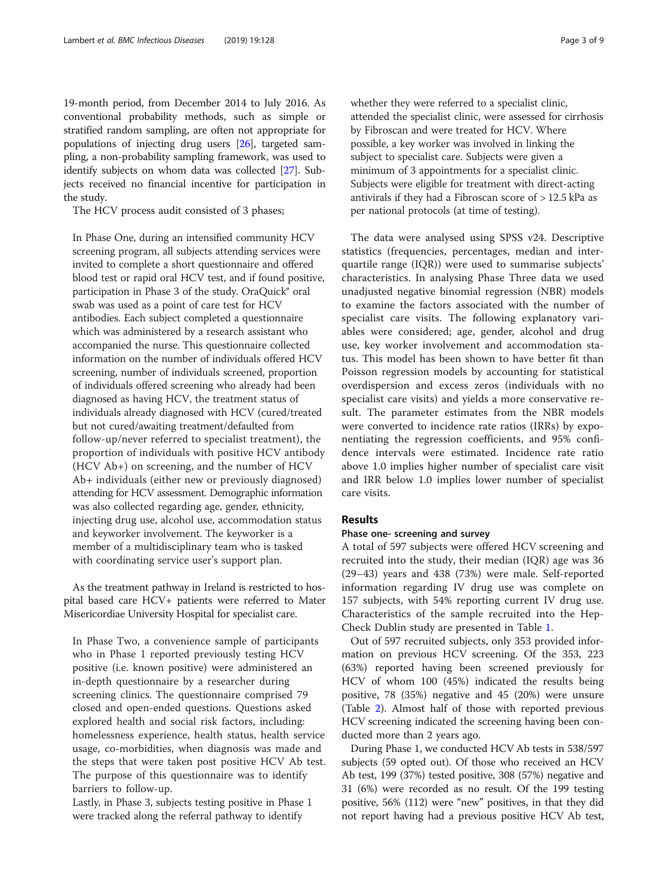19-month period, from December 2014 to July 2016. As conventional probability methods, such as simple or stratified random sampling, are often not appropriate for populations of injecting drug users [26], targeted sampling, a non-probability sampling framework, was used to identify subjects on whom data was collected [27]. Subjects received no financial incentive for participation in the study.

The HCV process audit consisted of 3 phases;

In Phase One, during an intensified community HCV screening program, all subjects attending services were invited to complete a short questionnaire and offered blood test or rapid oral HCV test, and if found positive, participation in Phase 3 of the study. OraQuick® oral swab was used as a point of care test for HCV antibodies. Each subject completed a questionnaire which was administered by a research assistant who accompanied the nurse. This questionnaire collected information on the number of individuals offered HCV screening, number of individuals screened, proportion of individuals offered screening who already had been diagnosed as having HCV, the treatment status of individuals already diagnosed with HCV (cured/treated but not cured/awaiting treatment/defaulted from follow-up/never referred to specialist treatment), the proportion of individuals with positive HCV antibody (HCV Ab+) on screening, and the number of HCV Ab+ individuals (either new or previously diagnosed) attending for HCV assessment. Demographic information was also collected regarding age, gender, ethnicity, injecting drug use, alcohol use, accommodation status and keyworker involvement. The keyworker is a member of a multidisciplinary team who is tasked with coordinating service user's support plan.

As the treatment pathway in Ireland is restricted to hospital based care HCV+ patients were referred to Mater Misericordiae University Hospital for specialist care.

In Phase Two, a convenience sample of participants who in Phase 1 reported previously testing HCV positive (i.e. known positive) were administered an in-depth questionnaire by a researcher during screening clinics. The questionnaire comprised 79 closed and open-ended questions. Questions asked explored health and social risk factors, including: homelessness experience, health status, health service usage, co-morbidities, when diagnosis was made and the steps that were taken post positive HCV Ab test. The purpose of this questionnaire was to identify barriers to follow-up.

Lastly, in Phase 3, subjects testing positive in Phase 1 were tracked along the referral pathway to identify whether they were referred to a specialist clinic, attended the specialist clinic, were assessed for cirrhosis by Fibroscan and were treated for HCV. Where possible, a key worker was involved in linking the subject to specialist care. Subjects were given a minimum of 3 appointments for a specialist clinic. Subjects were eligible for treatment with direct-acting antivirals if they had a Fibroscan score of > 12.5 kPa as per national protocols (at time of testing).

The data were analysed using SPSS v24. Descriptive statistics (frequencies, percentages, median and interquartile range (IQR)) were used to summarise subjects' characteristics. In analysing Phase Three data we used unadjusted negative binomial regression (NBR) models to examine the factors associated with the number of specialist care visits. The following explanatory variables were considered; age, gender, alcohol and drug use, key worker involvement and accommodation status. This model has been shown to have better fit than Poisson regression models by accounting for statistical overdispersion and excess zeros (individuals with no specialist care visits) and yields a more conservative result. The parameter estimates from the NBR models were converted to incidence rate ratios (IRRs) by exponentiating the regression coefficients, and 95% confidence intervals were estimated. Incidence rate ratio above 1.0 implies higher number of specialist care visit and IRR below 1.0 implies lower number of specialist care visits.

## Results

### Phase one- screening and survey

A total of 597 subjects were offered HCV screening and recruited into the study, their median (IQR) age was 36 (29–43) years and 438 (73%) were male. Self-reported information regarding IV drug use was complete on 157 subjects, with 54% reporting current IV drug use. Characteristics of the sample recruited into the Hep-Check Dublin study are presented in Table 1.

Out of 597 recruited subjects, only 353 provided information on previous HCV screening. Of the 353, 223 (63%) reported having been screened previously for HCV of whom 100 (45%) indicated the results being positive, 78 (35%) negative and 45 (20%) were unsure (Table 2). Almost half of those with reported previous HCV screening indicated the screening having been conducted more than 2 years ago.

During Phase 1, we conducted HCV Ab tests in 538/597 subjects (59 opted out). Of those who received an HCV Ab test, 199 (37%) tested positive, 308 (57%) negative and 31 (6%) were recorded as no result. Of the 199 testing positive, 56% (112) were "new" positives, in that they did not report having had a previous positive HCV Ab test,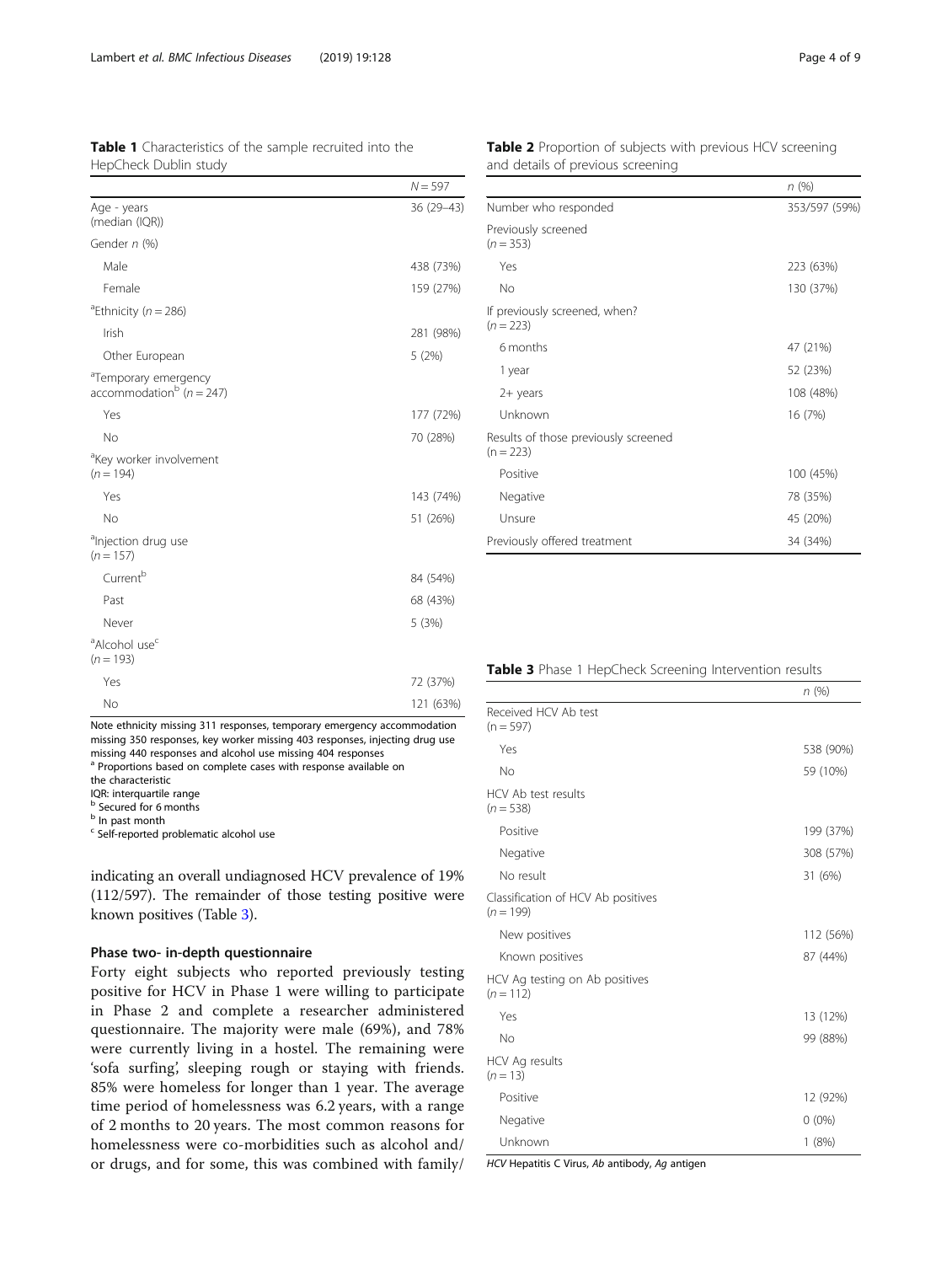**Table 1** Characteristics of the sample recruited into the HepCheck Dublin study

| | N = 597 |
|---|---|
| Age - years (median (IQR)) | 36 (29–43) |
| Gender n (%) | |
| Male | 438 (73%) |
| Female | 159 (27%) |
| [a]Ethnicity (n = 286) | |
| Irish | 281 (98%) |
| Other European | 5 (2%) |
| [a]Temporary emergency accommodation[b] (n = 247) | |
| Yes | 177 (72%) |
| No | 70 (28%) |
| [a]Key worker involvement (n = 194) | |
| Yes | 143 (74%) |
| No | 51 (26%) |
| [a]Injection drug use (n = 157) | |
| Current[b] | 84 (54%) |
| Past | 68 (43%) |
| Never | 5 (3%) |
| [a]Alcohol use[c] (n = 193) | |
| Yes | 72 (37%) |
| No | 121 (63%) |

Note ethnicity missing 311 responses, temporary emergency accommodation missing 350 responses, key worker missing 403 responses, injecting drug use missing 440 responses and alcohol use missing 404 responses
[a] Proportions based on complete cases with response available on the characteristic
IQR: interquartile range
[b] Secured for 6 months
[b] In past month
[c] Self-reported problematic alcohol use

**Table 2** Proportion of subjects with previous HCV screening and details of previous screening

| | n (%) |
|---|---|
| Number who responded | 353/597 (59%) |
| Previously screened (n = 353) | |
| Yes | 223 (63%) |
| No | 130 (37%) |
| If previously screened, when? (n = 223) | |
| 6 months | 47 (21%) |
| 1 year | 52 (23%) |
| 2+ years | 108 (48%) |
| Unknown | 16 (7%) |
| Results of those previously screened (n = 223) | |
| Positive | 100 (45%) |
| Negative | 78 (35%) |
| Unsure | 45 (20%) |
| Previously offered treatment | 34 (34%) |

**Table 3** Phase 1 HepCheck Screening Intervention results

| | n (%) |
|---|---|
| Received HCV Ab test (n = 597) | |
| Yes | 538 (90%) |
| No | 59 (10%) |
| HCV Ab test results (n = 538) | |
| Positive | 199 (37%) |
| Negative | 308 (57%) |
| No result | 31 (6%) |
| Classification of HCV Ab positives (n = 199) | |
| New positives | 112 (56%) |
| Known positives | 87 (44%) |
| HCV Ag testing on Ab positives (n = 112) | |
| Yes | 13 (12%) |
| No | 99 (88%) |
| HCV Ag results (n = 13) | |
| Positive | 12 (92%) |
| Negative | 0 (0%) |
| Unknown | 1 (8%) |

*HCV* Hepatitis C Virus, *Ab* antibody, *Ag* antigen

indicating an overall undiagnosed HCV prevalence of 19% (112/597). The remainder of those testing positive were known positives (Table 3).

### Phase two- in-depth questionnaire

Forty eight subjects who reported previously testing positive for HCV in Phase 1 were willing to participate in Phase 2 and complete a researcher administered questionnaire. The majority were male (69%), and 78% were currently living in a hostel. The remaining were 'sofa surfing', sleeping rough or staying with friends. 85% were homeless for longer than 1 year. The average time period of homelessness was 6.2 years, with a range of 2 months to 20 years. The most common reasons for homelessness were co-morbidities such as alcohol and/ or drugs, and for some, this was combined with family/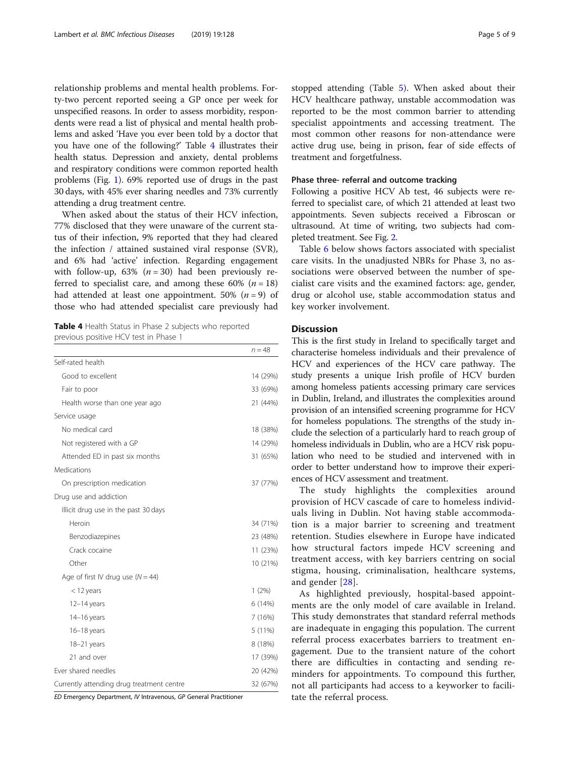relationship problems and mental health problems. Forty-two percent reported seeing a GP once per week for unspecified reasons. In order to assess morbidity, respondents were read a list of physical and mental health problems and asked 'Have you ever been told by a doctor that you have one of the following?' Table 4 illustrates their health status. Depression and anxiety, dental problems and respiratory conditions were common reported health problems (Fig. 1). 69% reported use of drugs in the past 30 days, with 45% ever sharing needles and 73% currently attending a drug treatment centre.

When asked about the status of their HCV infection, 77% disclosed that they were unaware of the current status of their infection, 9% reported that they had cleared the infection / attained sustained viral response (SVR), and 6% had 'active' infection. Regarding engagement with follow-up, 63% ($n = 30$) had been previously referred to specialist care, and among these 60% ($n = 18$) had attended at least one appointment. 50% ($n = 9$) of those who had attended specialist care previously had stopped attending (Table 5). When asked about their HCV healthcare pathway, unstable accommodation was reported to be the most common barrier to attending specialist appointments and accessing treatment. The most common other reasons for non-attendance were active drug use, being in prison, fear of side effects of treatment and forgetfulness.

**Table 4** Health Status in Phase 2 subjects who reported previous positive HCV test in Phase 1

| | $n = 48$ |
|---|---|
| Self-rated health | |
| Good to excellent | 14 (29%) |
| Fair to poor | 33 (69%) |
| Health worse than one year ago | 21 (44%) |
| Service usage | |
| No medical card | 18 (38%) |
| Not registered with a GP | 14 (29%) |
| Attended ED in past six months | 31 (65%) |
| Medications | |
| On prescription medication | 37 (77%) |
| Drug use and addiction | |
| Illicit drug use in the past 30 days | |
| Heroin | 34 (71%) |
| Benzodiazepines | 23 (48%) |
| Crack cocaine | 11 (23%) |
| Other | 10 (21%) |
| Age of first IV drug use ($N = 44$) | |
| < 12 years | 1 (2%) |
| 12–14 years | 6 (14%) |
| 14–16 years | 7 (16%) |
| 16–18 years | 5 (11%) |
| 18–21 years | 8 (18%) |
| 21 and over | 17 (39%) |
| Ever shared needles | 20 (42%) |
| Currently attending drug treatment centre | 32 (67%) |

*ED* Emergency Department, *IV* Intravenous, *GP* General Practitioner

### Phase three- referral and outcome tracking

Following a positive HCV Ab test, 46 subjects were referred to specialist care, of which 21 attended at least two appointments. Seven subjects received a Fibroscan or ultrasound. At time of writing, two subjects had completed treatment. See Fig. 2.

Table 6 below shows factors associated with specialist care visits. In the unadjusted NBRs for Phase 3, no associations were observed between the number of specialist care visits and the examined factors: age, gender, drug or alcohol use, stable accommodation status and key worker involvement.

## Discussion

This is the first study in Ireland to specifically target and characterise homeless individuals and their prevalence of HCV and experiences of the HCV care pathway. The study presents a unique Irish profile of HCV burden among homeless patients accessing primary care services in Dublin, Ireland, and illustrates the complexities around provision of an intensified screening programme for HCV for homeless populations. The strengths of the study include the selection of a particularly hard to reach group of homeless individuals in Dublin, who are a HCV risk population who need to be studied and intervened with in order to better understand how to improve their experiences of HCV assessment and treatment.

The study highlights the complexities around provision of HCV cascade of care to homeless individuals living in Dublin. Not having stable accommodation is a major barrier to screening and treatment retention. Studies elsewhere in Europe have indicated how structural factors impede HCV screening and treatment access, with key barriers centring on social stigma, housing, criminalisation, healthcare systems, and gender [28].

As highlighted previously, hospital-based appointments are the only model of care available in Ireland. This study demonstrates that standard referral methods are inadequate in engaging this population. The current referral process exacerbates barriers to treatment engagement. Due to the transient nature of the cohort there are difficulties in contacting and sending reminders for appointments. To compound this further, not all participants had access to a keyworker to facilitate the referral process.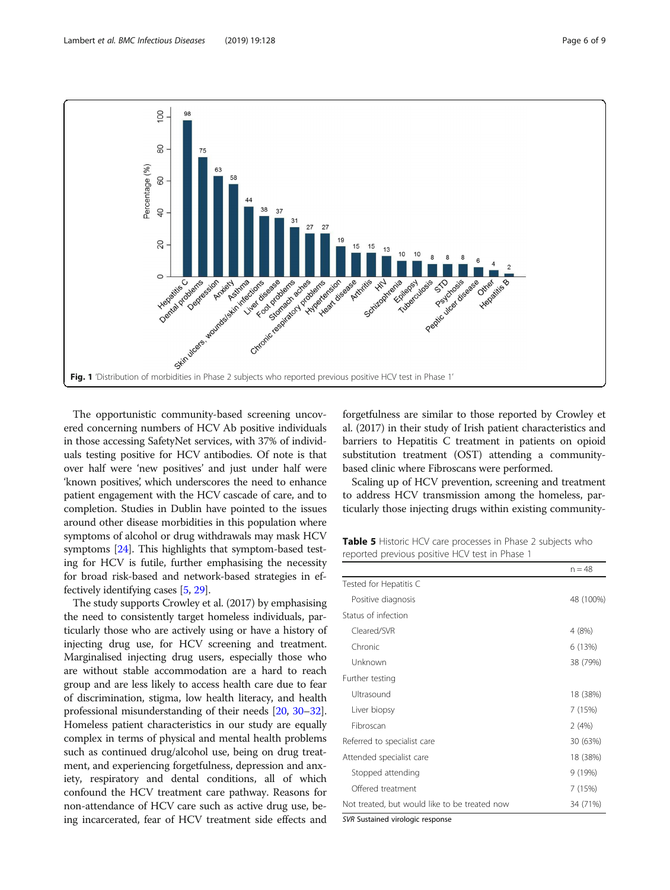**Fig. 1** 'Distribution of morbidities in Phase 2 subjects who reported previous positive HCV test in Phase 1'

The opportunistic community-based screening uncovered concerning numbers of HCV Ab positive individuals in those accessing SafetyNet services, with 37% of individuals testing positive for HCV antibodies. Of note is that over half were 'new positives' and just under half were 'known positives', which underscores the need to enhance patient engagement with the HCV cascade of care, and to completion. Studies in Dublin have pointed to the issues around other disease morbidities in this population where symptoms of alcohol or drug withdrawals may mask HCV symptoms [24]. This highlights that symptom-based testing for HCV is futile, further emphasising the necessity for broad risk-based and network-based strategies in effectively identifying cases [5, 29].

The study supports Crowley et al. (2017) by emphasising the need to consistently target homeless individuals, particularly those who are actively using or have a history of injecting drug use, for HCV screening and treatment. Marginalised injecting drug users, especially those who are without stable accommodation are a hard to reach group and are less likely to access health care due to fear of discrimination, stigma, low health literacy, and health professional misunderstanding of their needs [20, 30–32]. Homeless patient characteristics in our study are equally complex in terms of physical and mental health problems such as continued drug/alcohol use, being on drug treatment, and experiencing forgetfulness, depression and anxiety, respiratory and dental conditions, all of which confound the HCV treatment care pathway. Reasons for non-attendance of HCV care such as active drug use, being incarcerated, fear of HCV treatment side effects and forgetfulness are similar to those reported by Crowley et al. (2017) in their study of Irish patient characteristics and barriers to Hepatitis C treatment in patients on opioid substitution treatment (OST) attending a community-based clinic where Fibroscans were performed.

Scaling up of HCV prevention, screening and treatment to address HCV transmission among the homeless, particularly those injecting drugs within existing community-

**Table 5** Historic HCV care processes in Phase 2 subjects who reported previous positive HCV test in Phase 1

| | n = 48 |
|---|---|
| Tested for Hepatitis C | |
| Positive diagnosis | 48 (100%) |
| Status of infection | |
| Cleared/SVR | 4 (8%) |
| Chronic | 6 (13%) |
| Unknown | 38 (79%) |
| Further testing | |
| Ultrasound | 18 (38%) |
| Liver biopsy | 7 (15%) |
| Fibroscan | 2 (4%) |
| Referred to specialist care | 30 (63%) |
| Attended specialist care | 18 (38%) |
| Stopped attending | 9 (19%) |
| Offered treatment | 7 (15%) |
| Not treated, but would like to be treated now | 34 (71%) |

*SVR* Sustained virologic response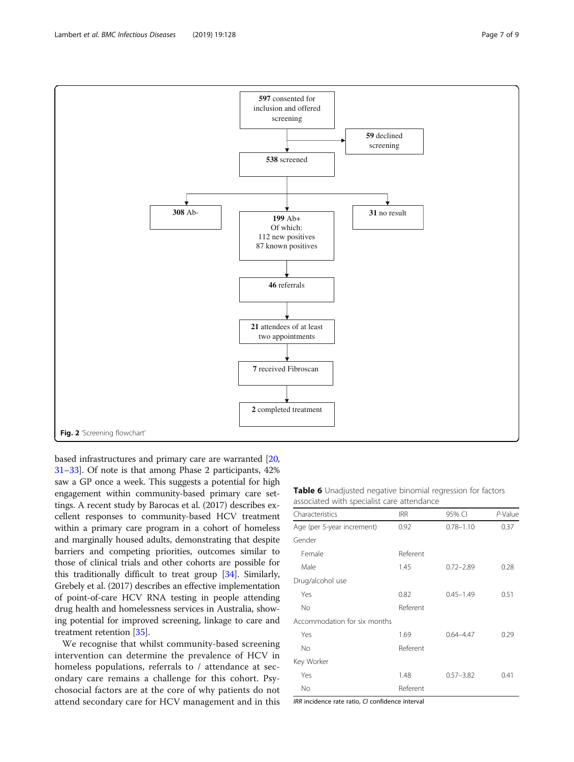597 consented for inclusion and offered screening

59 declined screening

538 screened

308 Ab-

199 Ab+
Of which:
112 new positives
87 known positives

31 no result

46 referrals

21 attendees of at least two appointments

7 received Fibroscan

2 completed treatment

**Fig. 2** 'Screening flowchart'

based infrastructures and primary care are warranted [20, 31–33]. Of note is that among Phase 2 participants, 42% saw a GP once a week. This suggests a potential for high engagement within community-based primary care settings. A recent study by Barocas et al. (2017) describes excellent responses to community-based HCV treatment within a primary care program in a cohort of homeless and marginally housed adults, demonstrating that despite barriers and competing priorities, outcomes similar to those of clinical trials and other cohorts are possible for this traditionally difficult to treat group [34]. Similarly, Grebely et al. (2017) describes an effective implementation of point-of-care HCV RNA testing in people attending drug health and homelessness services in Australia, showing potential for improved screening, linkage to care and treatment retention [35].

We recognise that whilst community-based screening intervention can determine the prevalence of HCV in homeless populations, referrals to / attendance at secondary care remains a challenge for this cohort. Psychosocial factors are at the core of why patients do not attend secondary care for HCV management and in this

**Table 6** Unadjusted negative binomial regression for factors associated with specialist care attendance

| Characteristics | IRR | 95% CI | *P*-Value |
|---|---|---|---|
| Age (per 5-year increment) | 0.92 | 0.78–1.10 | 0.37 |
| Gender | | | |
| Female | Referent | | |
| Male | 1.45 | 0.72–2.89 | 0.28 |
| Drug/alcohol use | | | |
| Yes | 0.82 | 0.45–1.49 | 0.51 |
| No | Referent | | |
| Accommodation for six months | | | |
| Yes | 1.69 | 0.64–4.47 | 0.29 |
| No | Referent | | |
| Key Worker | | | |
| Yes | 1.48 | 0.57–3.82 | 0.41 |
| No | Referent | | |

*IRR* incidence rate ratio, *CI* confidence interval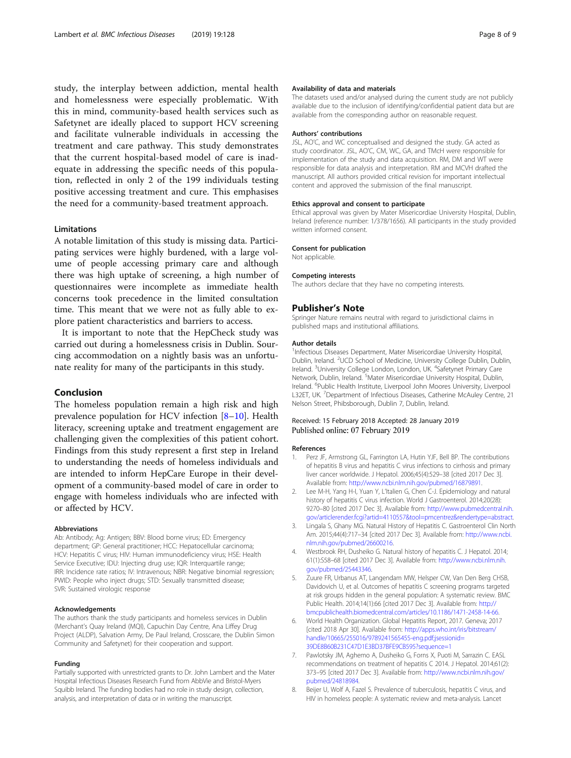study, the interplay between addiction, mental health and homelessness were especially problematic. With this in mind, community-based health services such as Safetynet are ideally placed to support HCV screening and facilitate vulnerable individuals in accessing the treatment and care pathway. This study demonstrates that the current hospital-based model of care is inadequate in addressing the specific needs of this population, reflected in only 2 of the 199 individuals testing positive accessing treatment and cure. This emphasises the need for a community-based treatment approach.

### Limitations

A notable limitation of this study is missing data. Participating services were highly burdened, with a large volume of people accessing primary care and although there was high uptake of screening, a high number of questionnaires were incomplete as immediate health concerns took precedence in the limited consultation time. This meant that we were not as fully able to explore patient characteristics and barriers to access.

It is important to note that the HepCheck study was carried out during a homelessness crisis in Dublin. Sourcing accommodation on a nightly basis was an unfortunate reality for many of the participants in this study.

## Conclusion

The homeless population remain a high risk and high prevalence population for HCV infection [8–10]. Health literacy, screening uptake and treatment engagement are challenging given the complexities of this patient cohort. Findings from this study represent a first step in Ireland to understanding the needs of homeless individuals and are intended to inform HepCare Europe in their development of a community-based model of care in order to engage with homeless individuals who are infected with or affected by HCV.

#### Abbreviations

Ab: Antibody; Ag: Antigen; BBV: Blood borne virus; ED: Emergency department; GP: General practitioner; HCC: Hepatocellular carcinoma; HCV: Hepatitis C virus; HIV: Human immunodeficiency virus; HSE: Health Service Executive; IDU: Injecting drug use; IQR: Interquartile range; IRR: Incidence rate ratios; IV: Intravenous; NBR: Negative binomial regression; PWID: People who inject drugs; STD: Sexually transmitted disease; SVR: Sustained virologic response

#### Acknowledgements

The authors thank the study participants and homeless services in Dublin (Merchant's Quay Ireland (MQI), Capuchin Day Centre, Ana Liffey Drug Project (ALDP), Salvation Army, De Paul Ireland, Crosscare, the Dublin Simon Community and Safetynet) for their cooperation and support.

#### Funding

Partially supported with unrestricted grants to Dr. John Lambert and the Mater Hospital Infectious Diseases Research Fund from AbbVie and Bristol-Myers Squibb Ireland. The funding bodies had no role in study design, collection, analysis, and interpretation of data or in writing the manuscript.

#### Availability of data and materials

The datasets used and/or analysed during the current study are not publicly available due to the inclusion of identifying/confidential patient data but are available from the corresponding author on reasonable request.

#### Authors' contributions

JSL, AO'C, and WC conceptualised and designed the study. GA acted as study coordinator. JSL, AO'C, CM, WC, GA, and TMcH were responsible for implementation of the study and data acquisition. RM, DM and WT were responsible for data analysis and interpretation. RM and MCVH drafted the manuscript. All authors provided critical revision for important intellectual content and approved the submission of the final manuscript.

#### Ethics approval and consent to participate

Ethical approval was given by Mater Misericordiae University Hospital, Dublin, Ireland (reference number: 1/378/1656). All participants in the study provided written informed consent.

#### Consent for publication

Not applicable.

#### Competing interests

The authors declare that they have no competing interests.

## Publisher's Note

Springer Nature remains neutral with regard to jurisdictional claims in published maps and institutional affiliations.

#### Author details

[1]Infectious Diseases Department, Mater Misericordiae University Hospital, Dublin, Ireland. [2]UCD School of Medicine, University College Dublin, Dublin, Ireland. [3]University College London, London, UK. [4]Safetynet Primary Care Network, Dublin, Ireland. [5]Mater Misericordiae University Hospital, Dublin, Ireland. [6]Public Health Institute, Liverpool John Moores University, Liverpool L32ET, UK. [7]Department of Infectious Diseases, Catherine McAuley Centre, 21 Nelson Street, Phibsborough, Dublin 7, Dublin, Ireland.

Received: 15 February 2018 Accepted: 28 January 2019
Published online: 07 February 2019

#### References

1. Perz JF, Armstrong GL, Farrington LA, Hutin YJF, Bell BP. The contributions of hepatitis B virus and hepatitis C virus infections to cirrhosis and primary liver cancer worldwide. J Hepatol. 2006;45(4):529–38 [cited 2017 Dec 3]. Available from: http://www.ncbi.nlm.nih.gov/pubmed/16879891.
2. Lee M-H, Yang H-I, Yuan Y, L'Italien G, Chen C-J. Epidemiology and natural history of hepatitis C virus infection. World J Gastroenterol. 2014;20(28):9270–80 [cited 2017 Dec 3]. Available from: http://www.pubmedcentral.nih.gov/articlerender.fcgi?artid=4110557&tool=pmcentrez&rendertype=abstract.
3. Lingala S, Ghany MG. Natural History of Hepatitis C. Gastroenterol Clin North Am. 2015;44(4):717–34 [cited 2017 Dec 3]. Available from: http://www.ncbi.nlm.nih.gov/pubmed/26600216.
4. Westbrook RH, Dusheiko G. Natural history of hepatitis C. J Hepatol. 2014;61(1):S58–68 [cited 2017 Dec 3]. Available from: http://www.ncbi.nlm.nih.gov/pubmed/25443346.
5. Zuure FR, Urbanus AT, Langendam MW, Helsper CW, Van Den Berg CHSB, Davidovich U, et al. Outcomes of hepatitis C screening programs targeted at risk groups hidden in the general population: A systematic review. BMC Public Health. 2014;14(1):66 [cited 2017 Dec 3]. Available from: http://bmcpublichealth.biomedcentral.com/articles/10.1186/1471-2458-14-66.
6. World Health Organization. Global Hepatitis Report, 2017. Geneva; 2017 [cited 2018 Apr 30]. Available from: http://apps.who.int/iris/bitstream/handle/10665/255016/9789241565455-eng.pdf;jsessionid=39DE8B60B231C47D1E3BD37BFE9CB595?sequence=1
7. Pawlotsky JM, Aghemo A, Dusheiko G, Forns X, Puoti M, Sarrazin C. EASL recommendations on treatment of hepatitis C 2014. J Hepatol. 2014;61(2):373–95 [cited 2017 Dec 3]. Available from: http://www.ncbi.nlm.nih.gov/pubmed/24818984.
8. Beijer U, Wolf A, Fazel S. Prevalence of tuberculosis, hepatitis C virus, and HIV in homeless people: A systematic review and meta-analysis. Lancet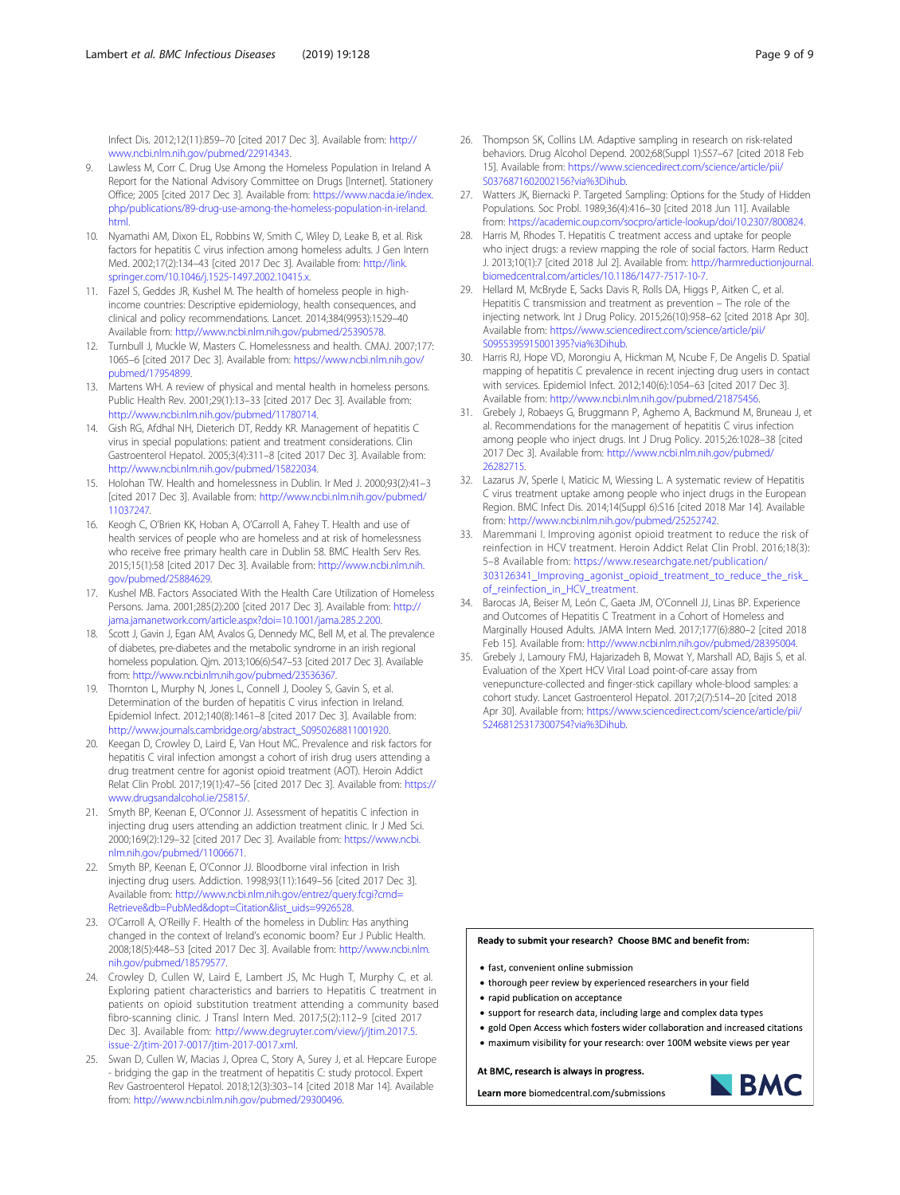Infect Dis. 2012;12(11):859–70 [cited 2017 Dec 3]. Available from: http://www.ncbi.nlm.nih.gov/pubmed/22914343.

9. Lawless M, Corr C. Drug Use Among the Homeless Population in Ireland A Report for the National Advisory Committee on Drugs [Internet]. Stationery Office; 2005 [cited 2017 Dec 3]. Available from: https://www.nacda.ie/index.php/publications/89-drug-use-among-the-homeless-population-in-ireland.html.
10. Nyamathi AM, Dixon EL, Robbins W, Smith C, Wiley D, Leake B, et al. Risk factors for hepatitis C virus infection among homeless adults. J Gen Intern Med. 2002;17(2):134–43 [cited 2017 Dec 3]. Available from: http://link.springer.com/10.1046/j.1525-1497.2002.10415.x.
11. Fazel S, Geddes JR, Kushel M. The health of homeless people in high-income countries: Descriptive epidemiology, health consequences, and clinical and policy recommendations. Lancet. 2014;384(9953):1529–40 Available from: http://www.ncbi.nlm.nih.gov/pubmed/25390578.
12. Turnbull J, Muckle W, Masters C. Homelessness and health. CMAJ. 2007;177:1065–6 [cited 2017 Dec 3]. Available from: https://www.ncbi.nlm.nih.gov/pubmed/17954899.
13. Martens WH. A review of physical and mental health in homeless persons. Public Health Rev. 2001;29(1):13–33 [cited 2017 Dec 3]. Available from: http://www.ncbi.nlm.nih.gov/pubmed/11780714.
14. Gish RG, Afdhal NH, Dieterich DT, Reddy KR. Management of hepatitis C virus in special populations: patient and treatment considerations. Clin Gastroenterol Hepatol. 2005;3(4):311–8 [cited 2017 Dec 3]. Available from: http://www.ncbi.nlm.nih.gov/pubmed/15822034.
15. Holohan TW. Health and homelessness in Dublin. Ir Med J. 2000;93(2):41–3 [cited 2017 Dec 3]. Available from: http://www.ncbi.nlm.nih.gov/pubmed/11037247.
16. Keogh C, O'Brien KK, Hoban A, O'Carroll A, Fahey T. Health and use of health services of people who are homeless and at risk of homelessness who receive free primary health care in Dublin 58. BMC Health Serv Res. 2015;15(1):58 [cited 2017 Dec 3]. Available from: http://www.ncbi.nlm.nih.gov/pubmed/25884629.
17. Kushel MB. Factors Associated With the Health Care Utilization of Homeless Persons. Jama. 2001;285(2):200 [cited 2017 Dec 3]. Available from: http://jama.jamanetwork.com/article.aspx?doi=10.1001/jama.285.2.200.
18. Scott J, Gavin J, Egan AM, Avalos G, Dennedy MC, Bell M, et al. The prevalence of diabetes, pre-diabetes and the metabolic syndrome in an irish regional homeless population. Qjm. 2013;106(6):547–53 [cited 2017 Dec 3]. Available from: http://www.ncbi.nlm.nih.gov/pubmed/23536367.
19. Thornton L, Murphy N, Jones L, Connell J, Dooley S, Gavin S, et al. Determination of the burden of hepatitis C virus infection in Ireland. Epidemiol Infect. 2012;140(8):1461–8 [cited 2017 Dec 3]. Available from: http://www.journals.cambridge.org/abstract_S0950268811001920.
20. Keegan D, Crowley D, Laird E, Van Hout MC. Prevalence and risk factors for hepatitis C viral infection amongst a cohort of irish drug users attending a drug treatment centre for agonist opioid treatment (AOT). Heroin Addict Relat Clin Probl. 2017;19(1):47–56 [cited 2017 Dec 3]. Available from: https://www.drugsandalcohol.ie/25815/.
21. Smyth BP, Keenan E, O'Connor JJ. Assessment of hepatitis C infection in injecting drug users attending an addiction treatment clinic. Ir J Med Sci. 2000;169(2):129–32 [cited 2017 Dec 3]. Available from: https://www.ncbi.nlm.nih.gov/pubmed/11006671.
22. Smyth BP, Keenan E, O'Connor JJ. Bloodborne viral infection in Irish injecting drug users. Addiction. 1998;93(11):1649–56 [cited 2017 Dec 3]. Available from: http://www.ncbi.nlm.nih.gov/entrez/query.fcgi?cmd=Retrieve&db=PubMed&dopt=Citation&list_uids=9926528.
23. O'Carroll A, O'Reilly F. Health of the homeless in Dublin: Has anything changed in the context of Ireland's economic boom? Eur J Public Health. 2008;18(5):448–53 [cited 2017 Dec 3]. Available from: http://www.ncbi.nlm.nih.gov/pubmed/18579577.
24. Crowley D, Cullen W, Laird E, Lambert JS, Mc Hugh T, Murphy C, et al. Exploring patient characteristics and barriers to Hepatitis C treatment in patients on opioid substitution treatment attending a community based fibro-scanning clinic. J Transl Intern Med. 2017;5(2):112–9 [cited 2017 Dec 3]. Available from: http://www.degruyter.com/view/j/jtim.2017.5.issue-2/jtim-2017-0017/jtim-2017-0017.xml.
25. Swan D, Cullen W, Macias J, Oprea C, Story A, Surey J, et al. Hepcare Europe - bridging the gap in the treatment of hepatitis C: study protocol. Expert Rev Gastroenterol Hepatol. 2018;12(3):303–14 [cited 2018 Mar 14]. Available from: http://www.ncbi.nlm.nih.gov/pubmed/29300496.
26. Thompson SK, Collins LM. Adaptive sampling in research on risk-related behaviors. Drug Alcohol Depend. 2002;68(Suppl 1):S57–67 [cited 2018 Feb 15]. Available from: https://www.sciencedirect.com/science/article/pii/S0376871602002156?via%3Dihub.
27. Watters JK, Biernacki P. Targeted Sampling: Options for the Study of Hidden Populations. Soc Probl. 1989;36(4):416–30 [cited 2018 Jun 11]. Available from: https://academic.oup.com/socpro/article-lookup/doi/10.2307/800824.
28. Harris M, Rhodes T. Hepatitis C treatment access and uptake for people who inject drugs: a review mapping the role of social factors. Harm Reduct J. 2013;10(1):7 [cited 2018 Jul 2]. Available from: http://harmreductionjournal.biomedcentral.com/articles/10.1186/1477-7517-10-7.
29. Hellard M, McBryde E, Sacks Davis R, Rolls DA, Higgs P, Aitken C, et al. Hepatitis C transmission and treatment as prevention – The role of the injecting network. Int J Drug Policy. 2015;26(10):958–62 [cited 2018 Apr 30]. Available from: https://www.sciencedirect.com/science/article/pii/S0955395915001395?via%3Dihub.
30. Harris RJ, Hope VD, Morongiu A, Hickman M, Ncube F, De Angelis D. Spatial mapping of hepatitis C prevalence in recent injecting drug users in contact with services. Epidemiol Infect. 2012;140(6):1054–63 [cited 2017 Dec 3]. Available from: http://www.ncbi.nlm.nih.gov/pubmed/21875456.
31. Grebely J, Robaeys G, Bruggmann P, Aghemo A, Backmund M, Bruneau J, et al. Recommendations for the management of hepatitis C virus infection among people who inject drugs. Int J Drug Policy. 2015;26:1028–38 [cited 2017 Dec 3]. Available from: http://www.ncbi.nlm.nih.gov/pubmed/26282715.
32. Lazarus JV, Sperle I, Maticic M, Wiessing L. A systematic review of Hepatitis C virus treatment uptake among people who inject drugs in the European Region. BMC Infect Dis. 2014;14(Suppl 6):S16 [cited 2018 Mar 14]. Available from: http://www.ncbi.nlm.nih.gov/pubmed/25252742.
33. Maremmani I. Improving agonist opioid treatment to reduce the risk of reinfection in HCV treatment. Heroin Addict Relat Clin Probl. 2016;18(3):5–8 Available from: https://www.researchgate.net/publication/303126341_Improving_agonist_opioid_treatment_to_reduce_the_risk_of_reinfection_in_HCV_treatment.
34. Barocas JA, Beiser M, León C, Gaeta JM, O'Connell JJ, Linas BP. Experience and Outcomes of Hepatitis C Treatment in a Cohort of Homeless and Marginally Housed Adults. JAMA Intern Med. 2017;177(6):880–2 [cited 2018 Feb 15]. Available from: http://www.ncbi.nlm.nih.gov/pubmed/28395004.
35. Grebely J, Lamoury FMJ, Hajarizadeh B, Mowat Y, Marshall AD, Bajis S, et al. Evaluation of the Xpert HCV Viral Load point-of-care assay from venepuncture-collected and finger-stick capillary whole-blood samples: a cohort study. Lancet Gastroenterol Hepatol. 2017;2(7):514–20 [cited 2018 Apr 30]. Available from: https://www.sciencedirect.com/science/article/pii/S2468125317300754?via%3Dihub.

**Ready to submit your research? Choose BMC and benefit from:**

- fast, convenient online submission
- thorough peer review by experienced researchers in your field
- rapid publication on acceptance
- support for research data, including large and complex data types
- gold Open Access which fosters wider collaboration and increased citations
- maximum visibility for your research: over 100M website views per year

**At BMC, research is always in progress.**

**Learn more** biomedcentral.com/submissions

BMC